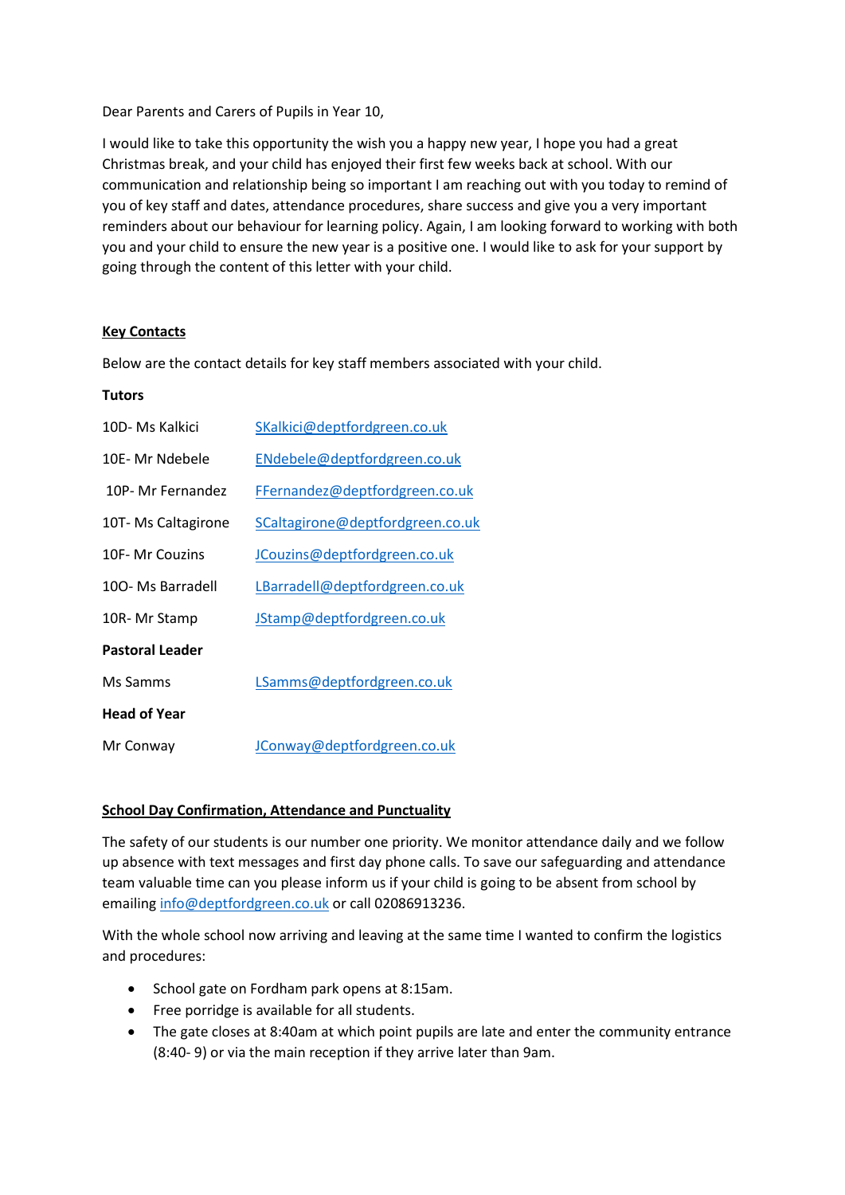Dear Parents and Carers of Pupils in Year 10,

I would like to take this opportunity the wish you a happy new year, I hope you had a great Christmas break, and your child has enjoyed their first few weeks back at school. With our communication and relationship being so important I am reaching out with you today to remind of you of key staff and dates, attendance procedures, share success and give you a very important reminders about our behaviour for learning policy. Again, I am looking forward to working with both you and your child to ensure the new year is a positive one. I would like to ask for your support by going through the content of this letter with your child.

## Key Contacts

Below are the contact details for key staff members associated with your child.

**Tutors**

| | |
|---|---|
| 10D- Ms Kalkici | SKalkici@deptfordgreen.co.uk |
| 10E- Mr Ndebele | ENdebele@deptfordgreen.co.uk |
| 10P- Mr Fernandez | FFernandez@deptfordgreen.co.uk |
| 10T- Ms Caltagirone | SCaltagirone@deptfordgreen.co.uk |
| 10F- Mr Couzins | JCouzins@deptfordgreen.co.uk |
| 10O- Ms Barradell | LBarradell@deptfordgreen.co.uk |
| 10R- Mr Stamp | JStamp@deptfordgreen.co.uk |

**Pastoral Leader**

| | |
|---|---|
| Ms Samms | LSamms@deptfordgreen.co.uk |

**Head of Year**

| | |
|---|---|
| Mr Conway | JConway@deptfordgreen.co.uk |

## School Day Confirmation, Attendance and Punctuality

The safety of our students is our number one priority. We monitor attendance daily and we follow up absence with text messages and first day phone calls. To save our safeguarding and attendance team valuable time can you please inform us if your child is going to be absent from school by emailing info@deptfordgreen.co.uk or call 02086913236.

With the whole school now arriving and leaving at the same time I wanted to confirm the logistics and procedures:

- School gate on Fordham park opens at 8:15am.
- Free porridge is available for all students.
- The gate closes at 8:40am at which point pupils are late and enter the community entrance (8:40- 9) or via the main reception if they arrive later than 9am.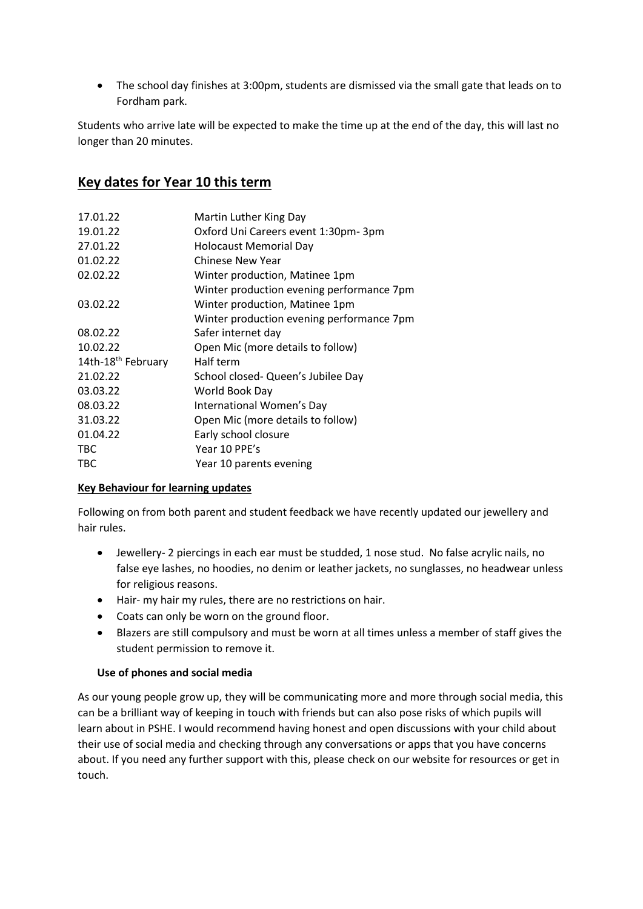- The school day finishes at 3:00pm, students are dismissed via the small gate that leads on to Fordham park.

Students who arrive late will be expected to make the time up at the end of the day, this will last no longer than 20 minutes.

## Key dates for Year 10 this term

| | |
|---|---|
| 17.01.22 | Martin Luther King Day |
| 19.01.22 | Oxford Uni Careers event 1:30pm- 3pm |
| 27.01.22 | Holocaust Memorial Day |
| 01.02.22 | Chinese New Year |
| 02.02.22 | Winter production, Matinee 1pm<br>Winter production evening performance 7pm |
| 03.02.22 | Winter production, Matinee 1pm<br>Winter production evening performance 7pm |
| 08.02.22 | Safer internet day |
| 10.02.22 | Open Mic (more details to follow) |
| 14th-18th February | Half term |
| 21.02.22 | School closed- Queen's Jubilee Day |
| 03.03.22 | World Book Day |
| 08.03.22 | International Women's Day |
| 31.03.22 | Open Mic (more details to follow) |
| 01.04.22 | Early school closure |
| TBC | Year 10 PPE's |
| TBC | Year 10 parents evening |

### Key Behaviour for learning updates

Following on from both parent and student feedback we have recently updated our jewellery and hair rules.

- Jewellery- 2 piercings in each ear must be studded, 1 nose stud. No false acrylic nails, no false eye lashes, no hoodies, no denim or leather jackets, no sunglasses, no headwear unless for religious reasons.
- Hair- my hair my rules, there are no restrictions on hair.
- Coats can only be worn on the ground floor.
- Blazers are still compulsory and must be worn at all times unless a member of staff gives the student permission to remove it.

**Use of phones and social media**

As our young people grow up, they will be communicating more and more through social media, this can be a brilliant way of keeping in touch with friends but can also pose risks of which pupils will learn about in PSHE. I would recommend having honest and open discussions with your child about their use of social media and checking through any conversations or apps that you have concerns about. If you need any further support with this, please check on our website for resources or get in touch.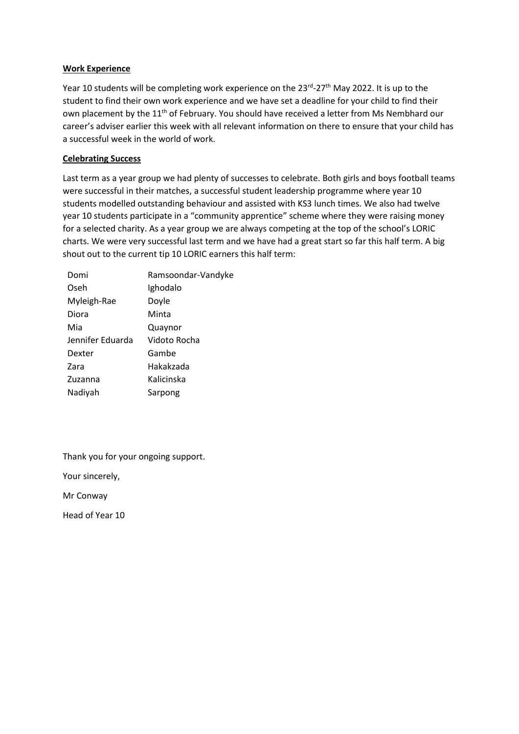**Work Experience**

Year 10 students will be completing work experience on the 23rd-27th May 2022. It is up to the student to find their own work experience and we have set a deadline for your child to find their own placement by the 11th of February. You should have received a letter from Ms Nembhard our career's adviser earlier this week with all relevant information on there to ensure that your child has a successful week in the world of work.

**Celebrating Success**

Last term as a year group we had plenty of successes to celebrate. Both girls and boys football teams were successful in their matches, a successful student leadership programme where year 10 students modelled outstanding behaviour and assisted with KS3 lunch times. We also had twelve year 10 students participate in a "community apprentice" scheme where they were raising money for a selected charity. As a year group we are always competing at the top of the school's LORIC charts. We were very successful last term and we have had a great start so far this half term. A big shout out to the current tip 10 LORIC earners this half term:

| | |
|---|---|
| Domi | Ramsoondar-Vandyke |
| Oseh | Ighodalo |
| Myleigh-Rae | Doyle |
| Diora | Minta |
| Mia | Quaynor |
| Jennifer Eduarda | Vidoto Rocha |
| Dexter | Gambe |
| Zara | Hakakzada |
| Zuzanna | Kalicinska |
| Nadiyah | Sarpong |

Thank you for your ongoing support.

Your sincerely,

Mr Conway

Head of Year 10